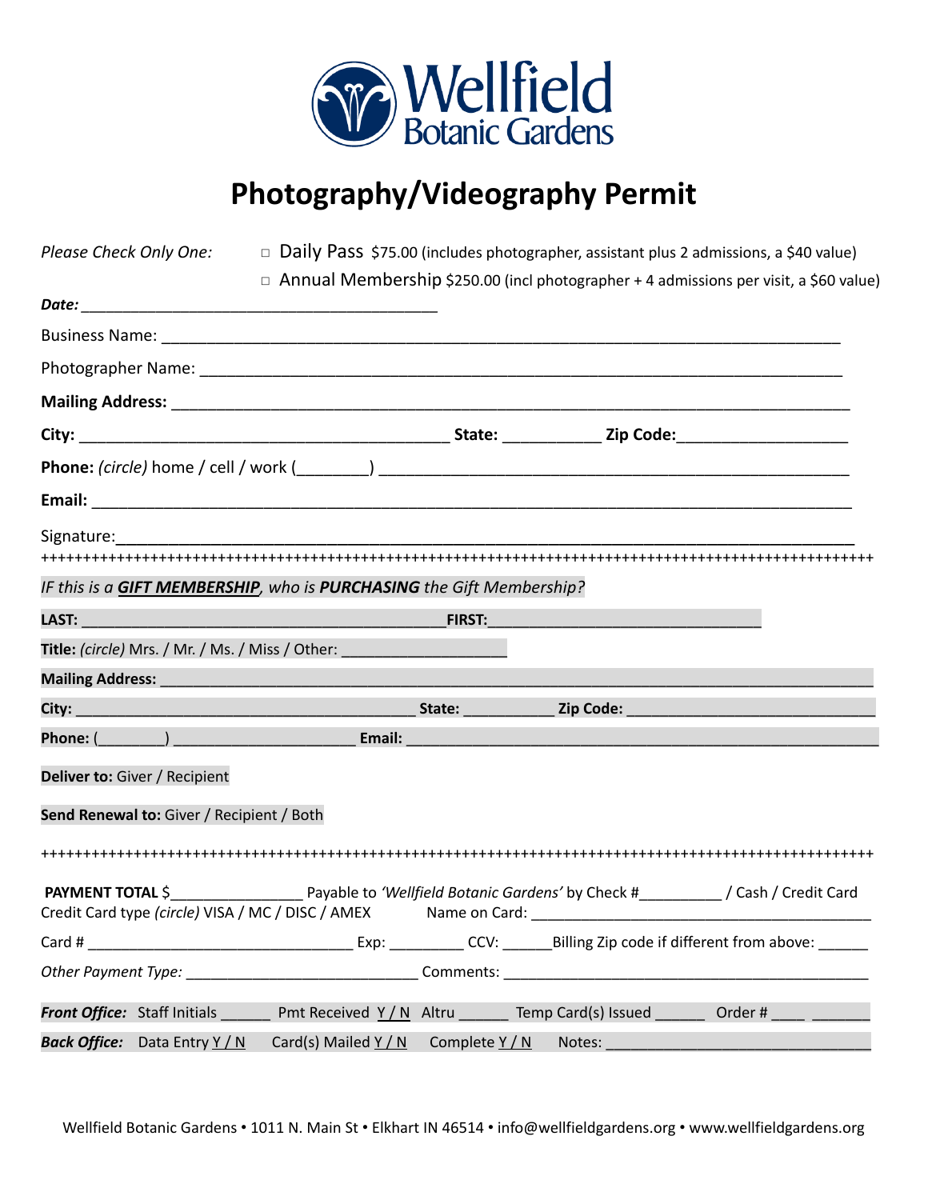# Wellfield Botanic Gardens

## Photography/Videography Permit

*Please Check Only One:*
- □ Daily Pass $75.00 (includes photographer, assistant plus 2 admissions, a $40 value)
- □ Annual Membership $250.00 (incl photographer + 4 admissions per visit, a $60 value)

***Date:*** ________________________________________

Business Name: ______________________________________________________________________________

Photographer Name: __________________________________________________________________________

**Mailing Address:** ____________________________________________________________________________

**City:** __________________________________________ **State:** ___________ **Zip Code:**___________________

**Phone:** *(circle)* home / cell / work (________) ____________________________________________________

**Email:** ______________________________________________________________________________________

Signature:_______________________________________________________________________________________

+++++++++++++++++++++++++++++++++++++++++++++++++++++++++++++++++++++++++++++++++++++++++++++++++++

*IF this is a **GIFT MEMBERSHIP**, who is **PURCHASING** the Gift Membership?*

**LAST:** __________________________________________**FIRST:**_______________________________

**Title:** *(circle)* Mrs. / Mr. / Ms. / Miss / Other: ___________________

**Mailing Address:** ______________________________________________________________________________

**City:** _______________________________________ **State:** ___________ **Zip Code:** ___________________________

**Phone:** (________) _____________________ **Email:** ____________________________________________________

**Deliver to:** Giver / Recipient

**Send Renewal to:** Giver / Recipient / Both

+++++++++++++++++++++++++++++++++++++++++++++++++++++++++++++++++++++++++++++++++++++++++++++++++++

**PAYMENT TOTAL** $_______________ Payable to *'Wellfield Botanic Gardens'* by Check #_________ / Cash / Credit Card
Credit Card type *(circle)* VISA / MC / DISC / AMEX Name on Card: _______________________________________

Card # ______________________________ Exp: _________ CCV: ______Billing Zip code if different from above: ______

*Other Payment Type:* ___________________________ Comments: __________________________________________

***Front Office:*** Staff Initials ______ Pmt Received Y / N Altru ______ Temp Card(s) Issued ______ Order # ____ _______

***Back Office:*** Data Entry Y / N Card(s) Mailed Y / N Complete Y / N Notes: ______________________________

Wellfield Botanic Gardens • 1011 N. Main St • Elkhart IN 46514 • info@wellfieldgardens.org • www.wellfieldgardens.org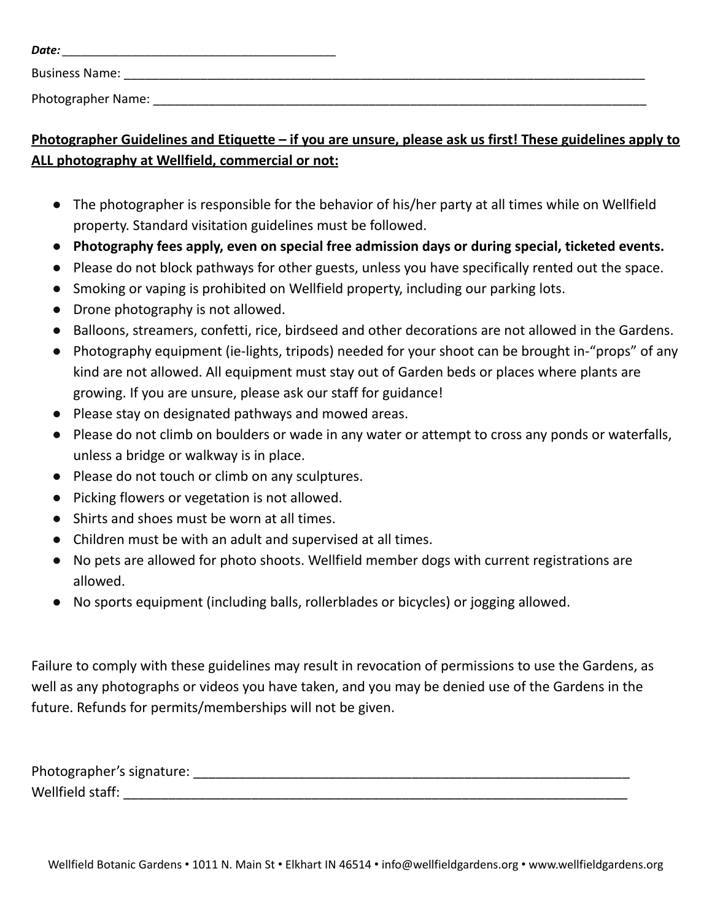***Date:*** ________________________________________

Business Name: ________________________________________________________________________

Photographer Name: ____________________________________________________________________

**Photographer Guidelines and Etiquette – if you are unsure, please ask us first! These guidelines apply to ALL photography at Wellfield, commercial or not:**

- The photographer is responsible for the behavior of his/her party at all times while on Wellfield property. Standard visitation guidelines must be followed.
- **Photography fees apply, even on special free admission days or during special, ticketed events.**
- Please do not block pathways for other guests, unless you have specifically rented out the space.
- Smoking or vaping is prohibited on Wellfield property, including our parking lots.
- Drone photography is not allowed.
- Balloons, streamers, confetti, rice, birdseed and other decorations are not allowed in the Gardens.
- Photography equipment (ie-lights, tripods) needed for your shoot can be brought in-"props" of any kind are not allowed. All equipment must stay out of Garden beds or places where plants are growing. If you are unsure, please ask our staff for guidance!
- Please stay on designated pathways and mowed areas.
- Please do not climb on boulders or wade in any water or attempt to cross any ponds or waterfalls, unless a bridge or walkway is in place.
- Please do not touch or climb on any sculptures.
- Picking flowers or vegetation is not allowed.
- Shirts and shoes must be worn at all times.
- Children must be with an adult and supervised at all times.
- No pets are allowed for photo shoots. Wellfield member dogs with current registrations are allowed.
- No sports equipment (including balls, rollerblades or bicycles) or jogging allowed.

Failure to comply with these guidelines may result in revocation of permissions to use the Gardens, as well as any photographs or videos you have taken, and you may be denied use of the Gardens in the future. Refunds for permits/memberships will not be given.

Photographer's signature: ______________________________________________________________

Wellfield staff: _______________________________________________________________________

Wellfield Botanic Gardens • 1011 N. Main St • Elkhart IN 46514 • info@wellfieldgardens.org • www.wellfieldgardens.org